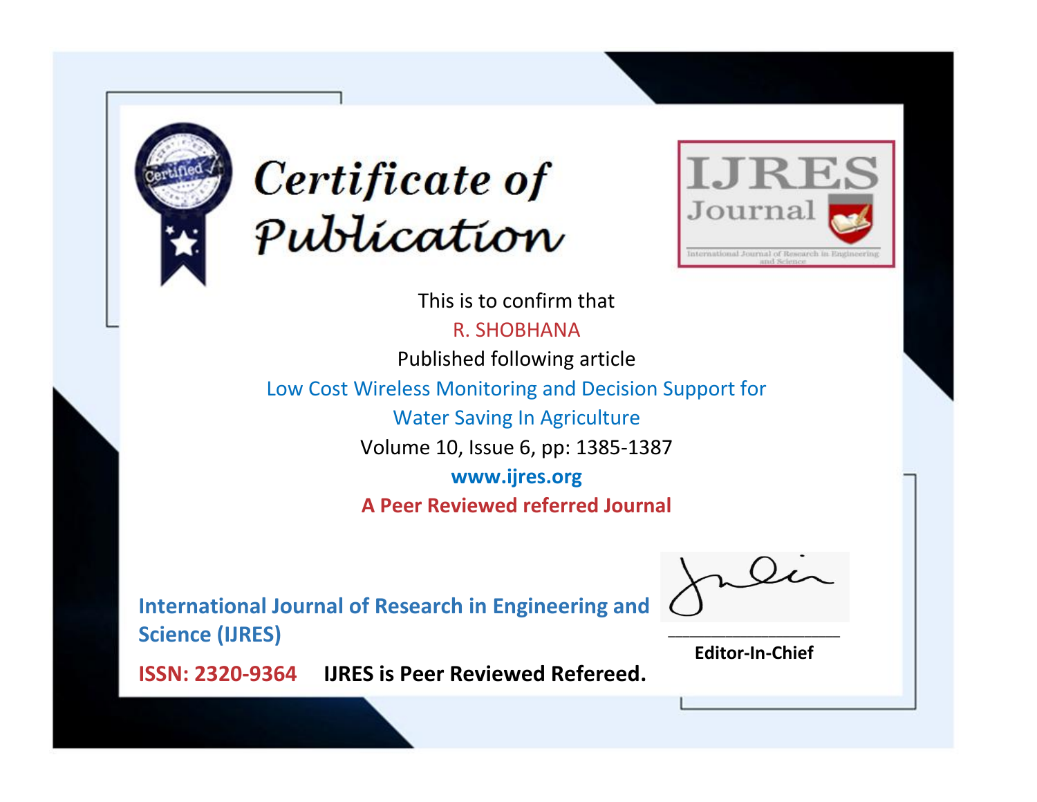# Certificate of Publication

IJRES Journal

International Journal of Research in Engineering and Science

This is to confirm that

R. SHOBHANA

Published following article

Low Cost Wireless Monitoring and Decision Support for Water Saving In Agriculture

Volume 10, Issue 6, pp: 1385-1387

**www.ijres.org**

**A Peer Reviewed referred Journal**

**International Journal of Research in Engineering and Science (IJRES)**

**ISSN: 2320-9364** **IJRES is Peer Reviewed Refereed.**

**Editor-In-Chief**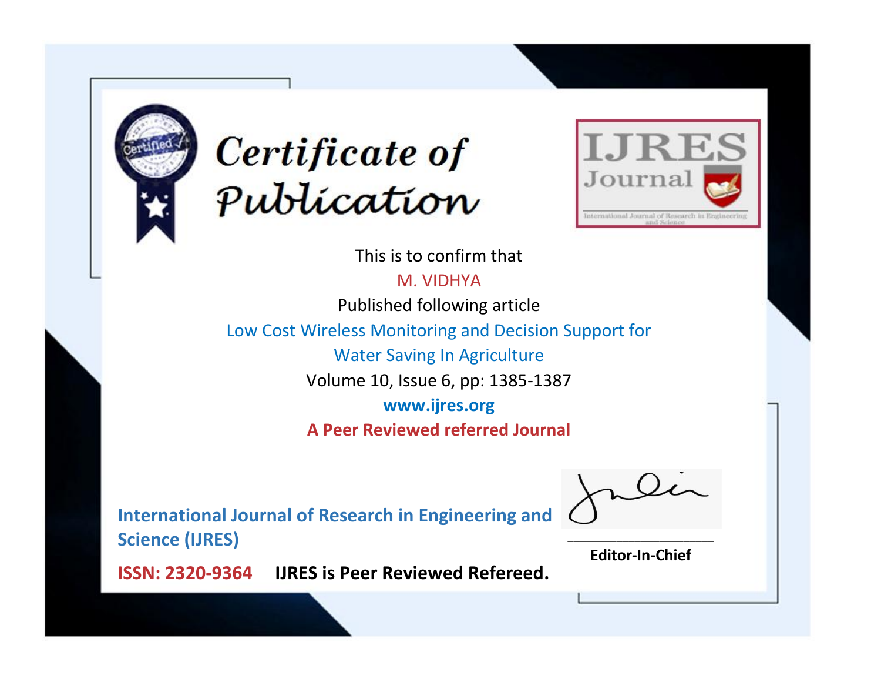# Certificate of Publication

IJRES Journal

International Journal of Research in Engineering and Science

This is to confirm that

M. VIDHYA

Published following article

Low Cost Wireless Monitoring and Decision Support for Water Saving In Agriculture

Volume 10, Issue 6, pp: 1385-1387

**www.ijres.org**

**A Peer Reviewed referred Journal**

**International Journal of Research in Engineering and Science (IJRES)**

**ISSN: 2320-9364** **IJRES is Peer Reviewed Refereed.**

**Editor-In-Chief**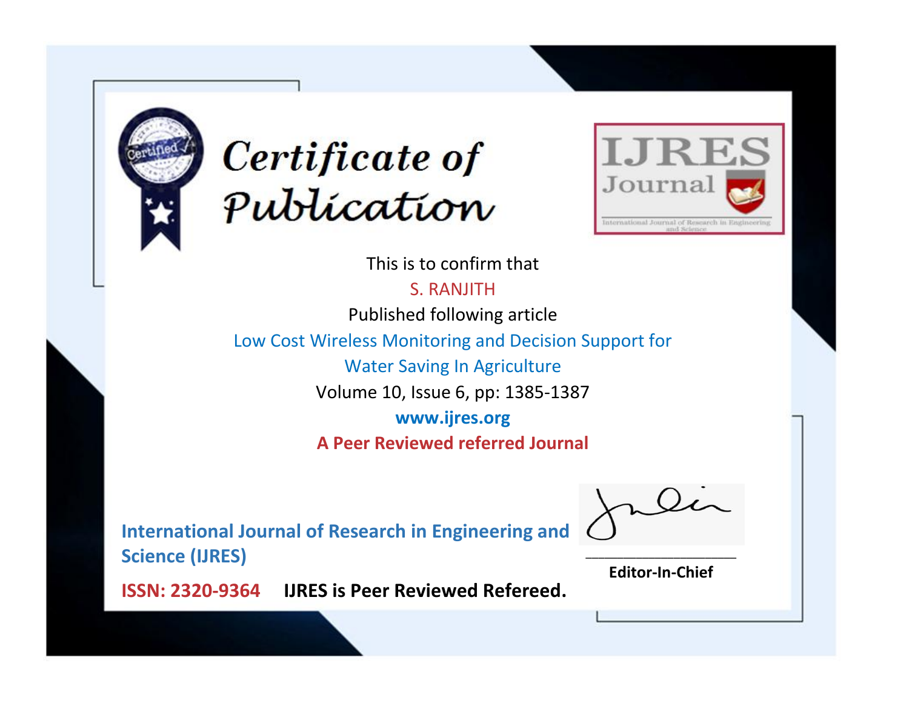# Certificate of Publication

IJRES Journal

International Journal of Research in Engineering and Science

This is to confirm that

S. RANJITH

Published following article

Low Cost Wireless Monitoring and Decision Support for Water Saving In Agriculture

Volume 10, Issue 6, pp: 1385-1387

**www.ijres.org**

**A Peer Reviewed referred Journal**

**International Journal of Research in Engineering and Science (IJRES)**

**ISSN: 2320-9364** **IJRES is Peer Reviewed Refereed.**

**Editor-In-Chief**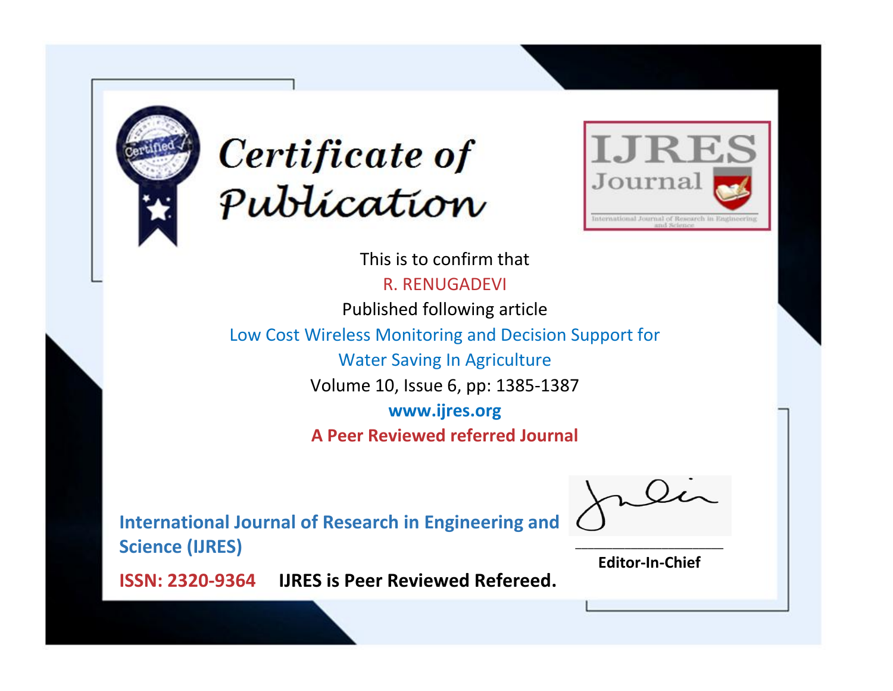# Certificate of Publication

This is to confirm that

R. RENUGADEVI

Published following article

Low Cost Wireless Monitoring and Decision Support for Water Saving In Agriculture

Volume 10, Issue 6, pp: 1385-1387

**www.ijres.org**

**A Peer Reviewed referred Journal**

**International Journal of Research in Engineering and Science (IJRES)**

**ISSN: 2320-9364** **IJRES is Peer Reviewed Refereed.**

**Editor-In-Chief**